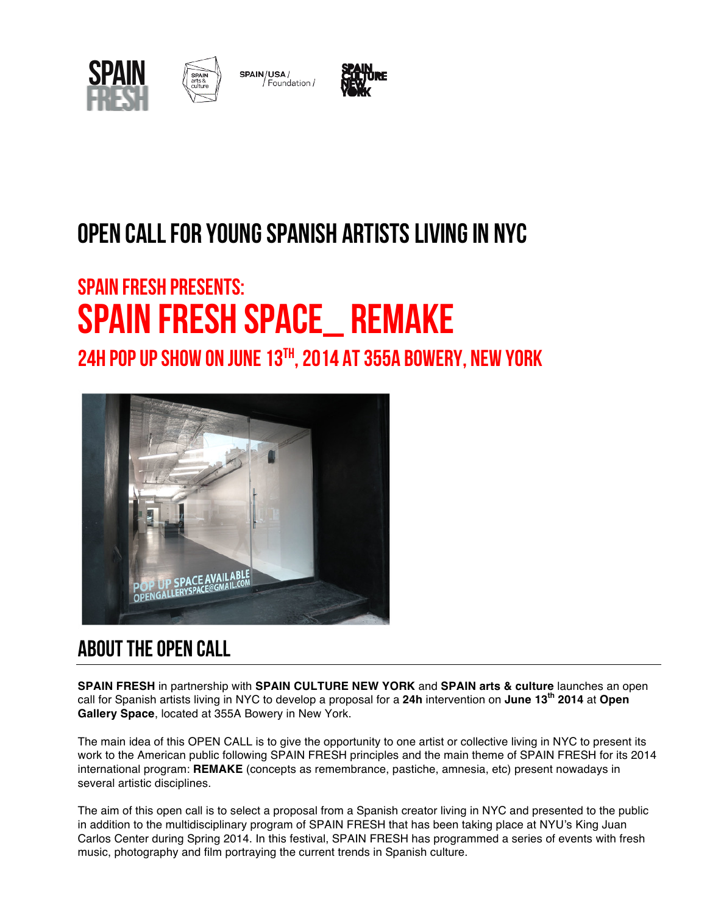# OPEN CALL FOR YOUNG SPANISH ARTISTS LIVING IN NYC

## SPAIN FRESH PRESENTS:

# SPAIN FRESH SPACE_ REMAKE

### 24H POP UP SHOW ON JUNE 13TH, 2014 AT 355A BOWERY, NEW YORK

## ABOUT THE OPEN CALL

**SPAIN FRESH** in partnership with **SPAIN CULTURE NEW YORK** and **SPAIN arts & culture** launches an open call for Spanish artists living in NYC to develop a proposal for a **24h** intervention on **June 13th 2014** at **Open Gallery Space**, located at 355A Bowery in New York.

The main idea of this OPEN CALL is to give the opportunity to one artist or collective living in NYC to present its work to the American public following SPAIN FRESH principles and the main theme of SPAIN FRESH for its 2014 international program: **REMAKE** (concepts as remembrance, pastiche, amnesia, etc) present nowadays in several artistic disciplines.

The aim of this open call is to select a proposal from a Spanish creator living in NYC and presented to the public in addition to the multidisciplinary program of SPAIN FRESH that has been taking place at NYU's King Juan Carlos Center during Spring 2014. In this festival, SPAIN FRESH has programmed a series of events with fresh music, photography and film portraying the current trends in Spanish culture.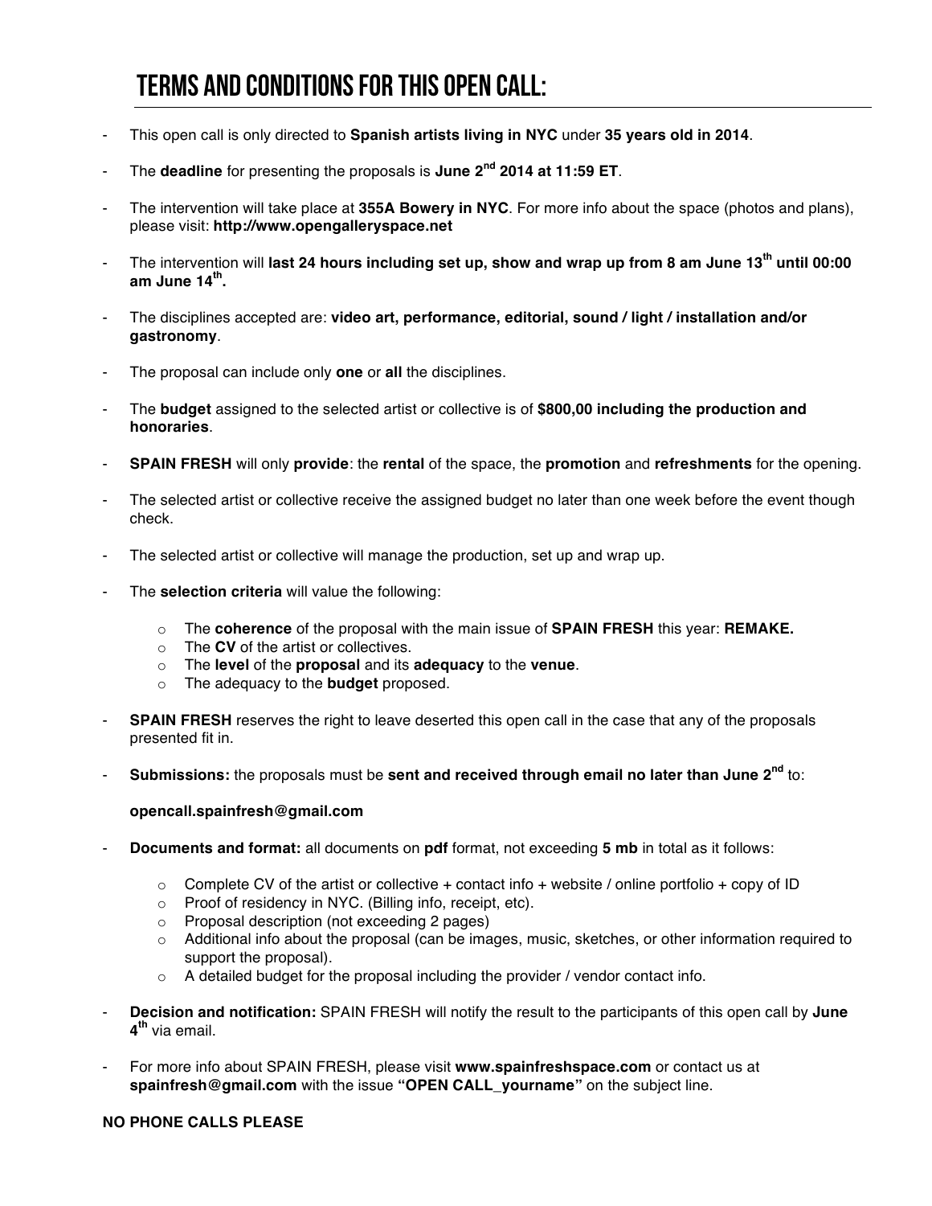# TERMS AND CONDITIONS FOR THIS OPEN CALL:

- This open call is only directed to **Spanish artists living in NYC** under **35 years old in 2014**.
- The **deadline** for presenting the proposals is **June 2nd 2014 at 11:59 ET**.
- The intervention will take place at **355A Bowery in NYC**. For more info about the space (photos and plans), please visit: **http://www.opengalleryspace.net**
- The intervention will **last 24 hours including set up, show and wrap up from 8 am June 13th until 00:00 am June 14th.**
- The disciplines accepted are: **video art, performance, editorial, sound / light / installation and/or gastronomy**.
- The proposal can include only **one** or **all** the disciplines.
- The **budget** assigned to the selected artist or collective is of **$800,00 including the production and honoraries**.
- **SPAIN FRESH** will only **provide**: the **rental** of the space, the **promotion** and **refreshments** for the opening.
- The selected artist or collective receive the assigned budget no later than one week before the event though check.
- The selected artist or collective will manage the production, set up and wrap up.
- The **selection criteria** will value the following:
  - The **coherence** of the proposal with the main issue of **SPAIN FRESH** this year: **REMAKE.**
  - The **CV** of the artist or collectives.
  - The **level** of the **proposal** and its **adequacy** to the **venue**.
  - The adequacy to the **budget** proposed.
- **SPAIN FRESH** reserves the right to leave deserted this open call in the case that any of the proposals presented fit in.
- **Submissions:** the proposals must be **sent and received through email no later than June 2nd** to:

  **opencall.spainfresh@gmail.com**

- **Documents and format:** all documents on **pdf** format, not exceeding **5 mb** in total as it follows:
  - Complete CV of the artist or collective + contact info + website / online portfolio + copy of ID
  - Proof of residency in NYC. (Billing info, receipt, etc).
  - Proposal description (not exceeding 2 pages)
  - Additional info about the proposal (can be images, music, sketches, or other information required to support the proposal).
  - A detailed budget for the proposal including the provider / vendor contact info.
- **Decision and notification:** SPAIN FRESH will notify the result to the participants of this open call by **June 4th** via email.
- For more info about SPAIN FRESH, please visit **www.spainfreshspace.com** or contact us at **spainfresh@gmail.com** with the issue **"OPEN CALL_yourname"** on the subject line.

**NO PHONE CALLS PLEASE**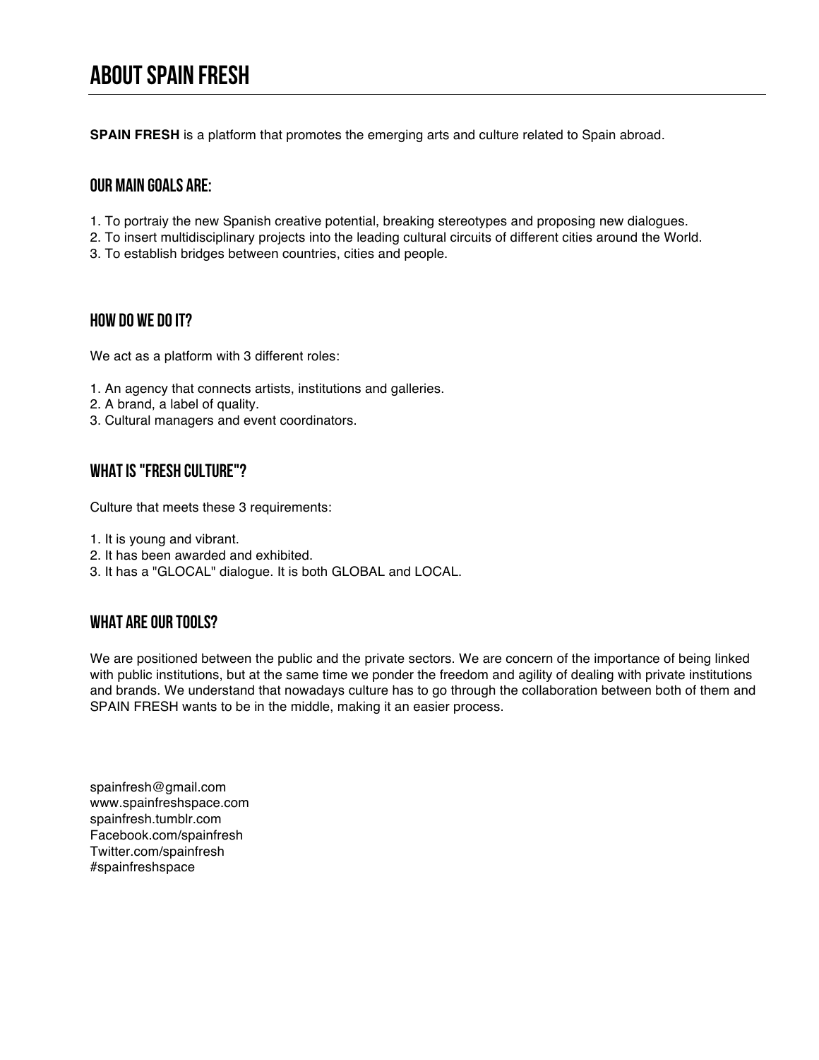# ABOUT SPAIN FRESH

**SPAIN FRESH** is a platform that promotes the emerging arts and culture related to Spain abroad.

## OUR MAIN GOALS ARE:

1. To portraiy the new Spanish creative potential, breaking stereotypes and proposing new dialogues.
2. To insert multidisciplinary projects into the leading cultural circuits of different cities around the World.
3. To establish bridges between countries, cities and people.

## HOW DO WE DO IT?

We act as a platform with 3 different roles:

1. An agency that connects artists, institutions and galleries.
2. A brand, a label of quality.
3. Cultural managers and event coordinators.

## WHAT IS "FRESH CULTURE"?

Culture that meets these 3 requirements:

1. It is young and vibrant.
2. It has been awarded and exhibited.
3. It has a "GLOCAL" dialogue. It is both GLOBAL and LOCAL.

## WHAT ARE OUR TOOLS?

We are positioned between the public and the private sectors. We are concern of the importance of being linked with public institutions, but at the same time we ponder the freedom and agility of dealing with private institutions and brands. We understand that nowadays culture has to go through the collaboration between both of them and SPAIN FRESH wants to be in the middle, making it an easier process.

spainfresh@gmail.com
www.spainfreshspace.com
spainfresh.tumblr.com
Facebook.com/spainfresh
Twitter.com/spainfresh
#spainfreshspace